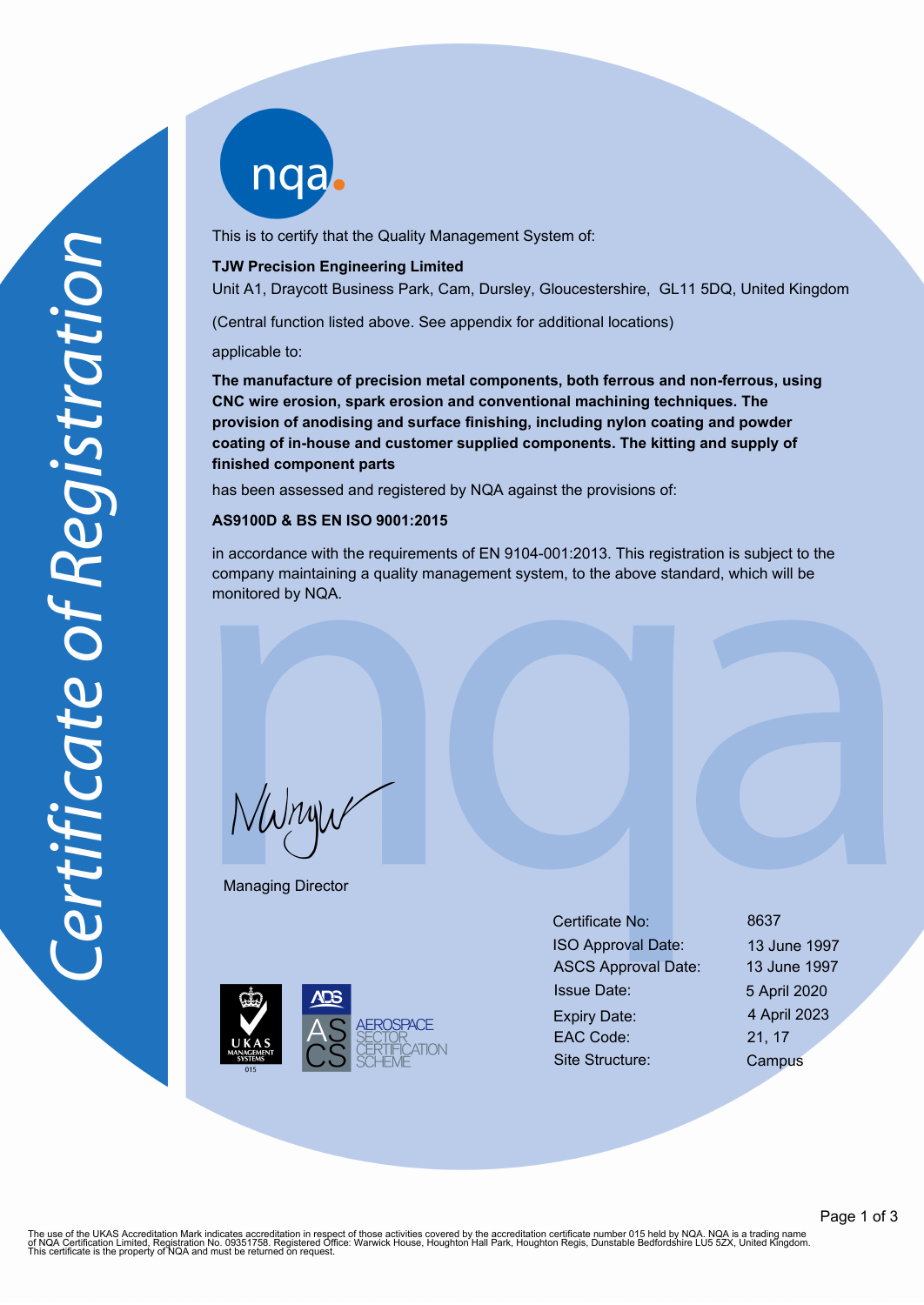# Certificate of Registration

nqa

This is to certify that the Quality Management System of:

**TJW Precision Engineering Limited**
Unit A1, Draycott Business Park, Cam, Dursley, Gloucestershire, GL11 5DQ, United Kingdom

(Central function listed above. See appendix for additional locations)

applicable to:

**The manufacture of precision metal components, both ferrous and non-ferrous, using CNC wire erosion, spark erosion and conventional machining techniques. The provision of anodising and surface finishing, including nylon coating and powder coating of in-house and customer supplied components. The kitting and supply of finished component parts**

has been assessed and registered by NQA against the provisions of:

**AS9100D & BS EN ISO 9001:2015**

in accordance with the requirements of EN 9104-001:2013. This registration is subject to the company maintaining a quality management system, to the above standard, which will be monitored by NQA.

Managing Director

UKAS MANAGEMENT SYSTEMS 015

ADS — AS CS — AEROSPACE SECTOR CERTIFICATION SCHEME

| | |
|---|---|
| Certificate No: | 8637 |
| ISO Approval Date: | 13 June 1997 |
| ASCS Approval Date: | 13 June 1997 |
| Issue Date: | 5 April 2020 |
| Expiry Date: | 4 April 2023 |
| EAC Code: | 21, 17 |
| Site Structure: | Campus |

The use of the UKAS Accreditation Mark indicates accreditation in respect of those activities covered by the accreditation certificate number 015 held by NQA. NQA is a trading name of NQA Certification Limited, Registration No. 09351758. Registered Office: Warwick House, Houghton Hall Park, Houghton Regis, Dunstable Bedfordshire LU5 5ZX, United Kingdom. This certificate is the property of NQA and must be returned on request.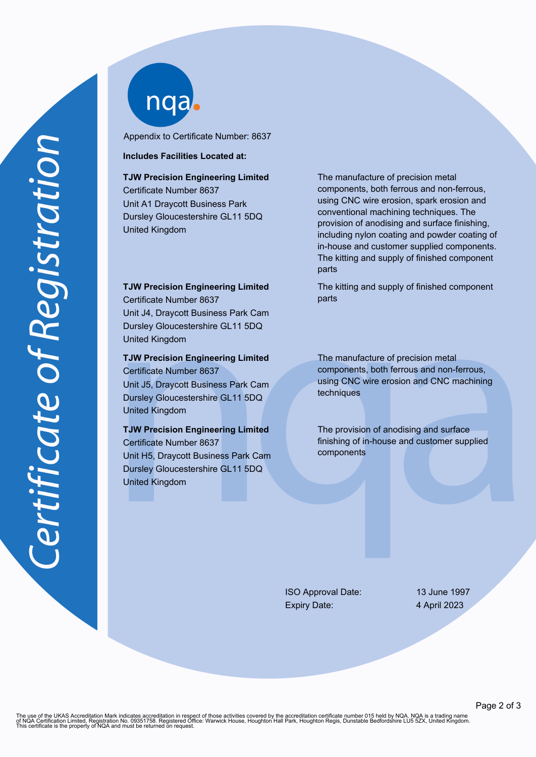*Certificate of Registration*

nqa

Appendix to Certificate Number: 8637

**Includes Facilities Located at:**

| Facility | Scope |
|---|---|
| **TJW Precision Engineering Limited**<br>Certificate Number 8637<br>Unit A1 Draycott Business Park<br>Dursley Gloucestershire GL11 5DQ<br>United Kingdom | The manufacture of precision metal components, both ferrous and non-ferrous, using CNC wire erosion, spark erosion and conventional machining techniques. The provision of anodising and surface finishing, including nylon coating and powder coating of in-house and customer supplied components. The kitting and supply of finished component parts |
| **TJW Precision Engineering Limited**<br>Certificate Number 8637<br>Unit J4, Draycott Business Park Cam<br>Dursley Gloucestershire GL11 5DQ<br>United Kingdom | The kitting and supply of finished component parts |
| **TJW Precision Engineering Limited**<br>Certificate Number 8637<br>Unit J5, Draycott Business Park Cam<br>Dursley Gloucestershire GL11 5DQ<br>United Kingdom | The manufacture of precision metal components, both ferrous and non-ferrous, using CNC wire erosion and CNC machining techniques |
| **TJW Precision Engineering Limited**<br>Certificate Number 8637<br>Unit H5, Draycott Business Park Cam<br>Dursley Gloucestershire GL11 5DQ<br>United Kingdom | The provision of anodising and surface finishing of in-house and customer supplied components |

ISO Approval Date: 13 June 1997

Expiry Date: 4 April 2023

The use of the UKAS Accreditation Mark indicates accreditation in respect of those activities covered by the accreditation certificate number 015 held by NQA. NQA is a trading name of NQA Certification Limited, Registration No. 09351758. Registered Office: Warwick House, Houghton Hall Park, Houghton Regis, Dunstable Bedfordshire LU5 5ZX, United Kingdom. This certificate is the property of NQA and must be returned on request.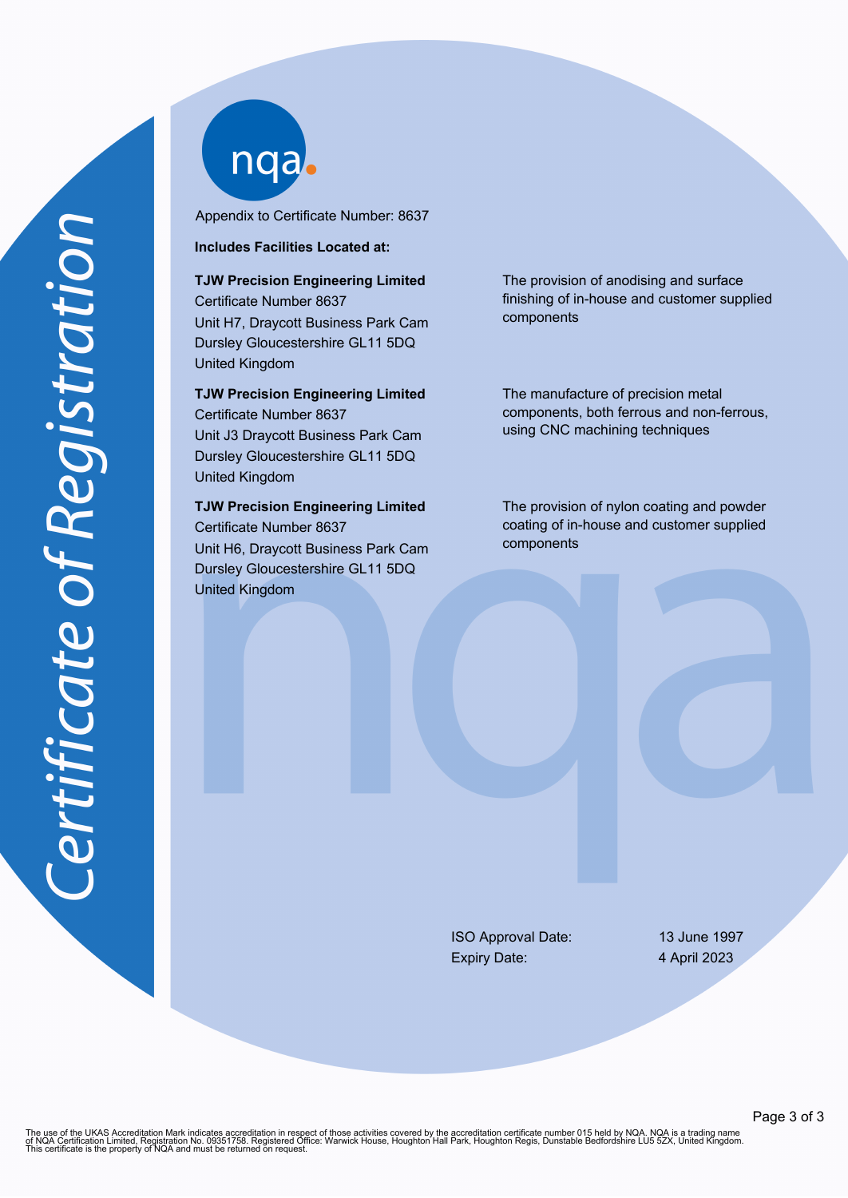Certificate of Registration

Appendix to Certificate Number: 8637

**Includes Facilities Located at:**

| | |
|---|---|
| **TJW Precision Engineering Limited**<br>Certificate Number 8637<br>Unit H7, Draycott Business Park Cam<br>Dursley Gloucestershire GL11 5DQ<br>United Kingdom | The provision of anodising and surface finishing of in-house and customer supplied components |
| **TJW Precision Engineering Limited**<br>Certificate Number 8637<br>Unit J3 Draycott Business Park Cam<br>Dursley Gloucestershire GL11 5DQ<br>United Kingdom | The manufacture of precision metal components, both ferrous and non-ferrous, using CNC machining techniques |
| **TJW Precision Engineering Limited**<br>Certificate Number 8637<br>Unit H6, Draycott Business Park Cam<br>Dursley Gloucestershire GL11 5DQ<br>United Kingdom | The provision of nylon coating and powder coating of in-house and customer supplied components |

ISO Approval Date: 13 June 1997
Expiry Date: 4 April 2023

The use of the UKAS Accreditation Mark indicates accreditation in respect of those activities covered by the accreditation certificate number 015 held by NQA. NQA is a trading name of NQA Certification Limited, Registration No. 09351758. Registered Office: Warwick House, Houghton Hall Park, Houghton Regis, Dunstable Bedfordshire LU5 5ZX, United Kingdom. This certificate is the property of NQA and must be returned on request.